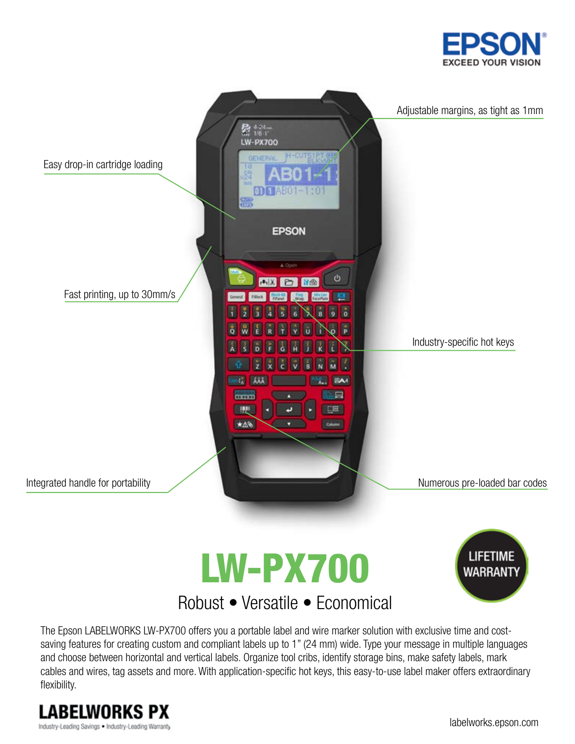EPSON
EXCEED YOUR VISION

Easy drop-in cartridge loading

Adjustable margins, as tight as 1mm

Fast printing, up to 30mm/s

Industry-specific hot keys

Integrated handle for portability

Numerous pre-loaded bar codes

# LW-PX700

LIFETIME WARRANTY

## Robust • Versatile • Economical

The Epson LABELWORKS LW-PX700 offers you a portable label and wire marker solution with exclusive time and cost-saving features for creating custom and compliant labels up to 1" (24 mm) wide. Type your message in multiple languages and choose between horizontal and vertical labels. Organize tool cribs, identify storage bins, make safety labels, mark cables and wires, tag assets and more. With application-specific hot keys, this easy-to-use label maker offers extraordinary flexibility.

**LABELWORKS PX**
Industry-Leading Savings • Industry-Leading Warranty

labelworks.epson.com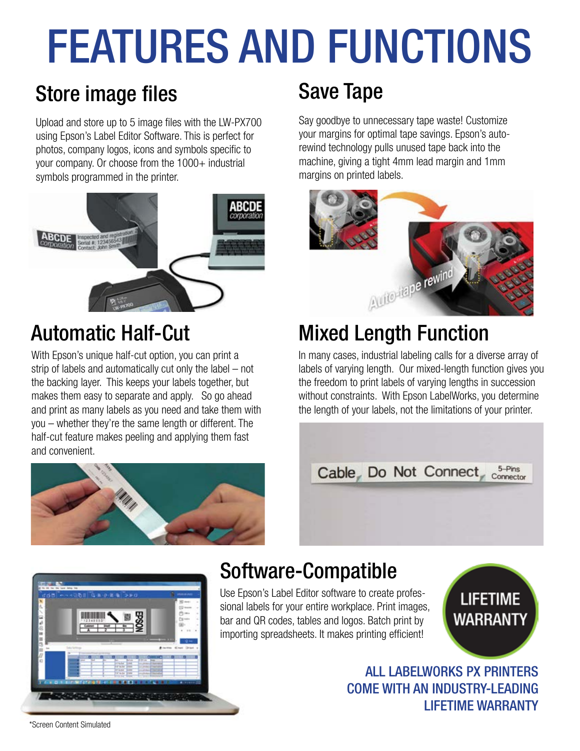# FEATURES AND FUNCTIONS

## Store image files

Upload and store up to 5 image files with the LW-PX700 using Epson's Label Editor Software. This is perfect for photos, company logos, icons and symbols specific to your company. Or choose from the 1000+ industrial symbols programmed in the printer.

## Save Tape

Say goodbye to unnecessary tape waste! Customize your margins for optimal tape savings. Epson's auto-rewind technology pulls unused tape back into the machine, giving a tight 4mm lead margin and 1mm margins on printed labels.

## Automatic Half-Cut

With Epson's unique half-cut option, you can print a strip of labels and automatically cut only the label – not the backing layer. This keeps your labels together, but makes them easy to separate and apply. So go ahead and print as many labels as you need and take them with you – whether they're the same length or different. The half-cut feature makes peeling and applying them fast and convenient.

## Mixed Length Function

In many cases, industrial labeling calls for a diverse array of labels of varying length. Our mixed-length function gives you the freedom to print labels of varying lengths in succession without constraints. With Epson LabelWorks, you determine the length of your labels, not the limitations of your printer.

## Software-Compatible

Use Epson's Label Editor software to create professional labels for your entire workplace. Print images, bar and QR codes, tables and logos. Batch print by importing spreadsheets. It makes printing efficient!

LIFETIME WARRANTY

ALL LABELWORKS PX PRINTERS COME WITH AN INDUSTRY-LEADING LIFETIME WARRANTY

*Screen Content Simulated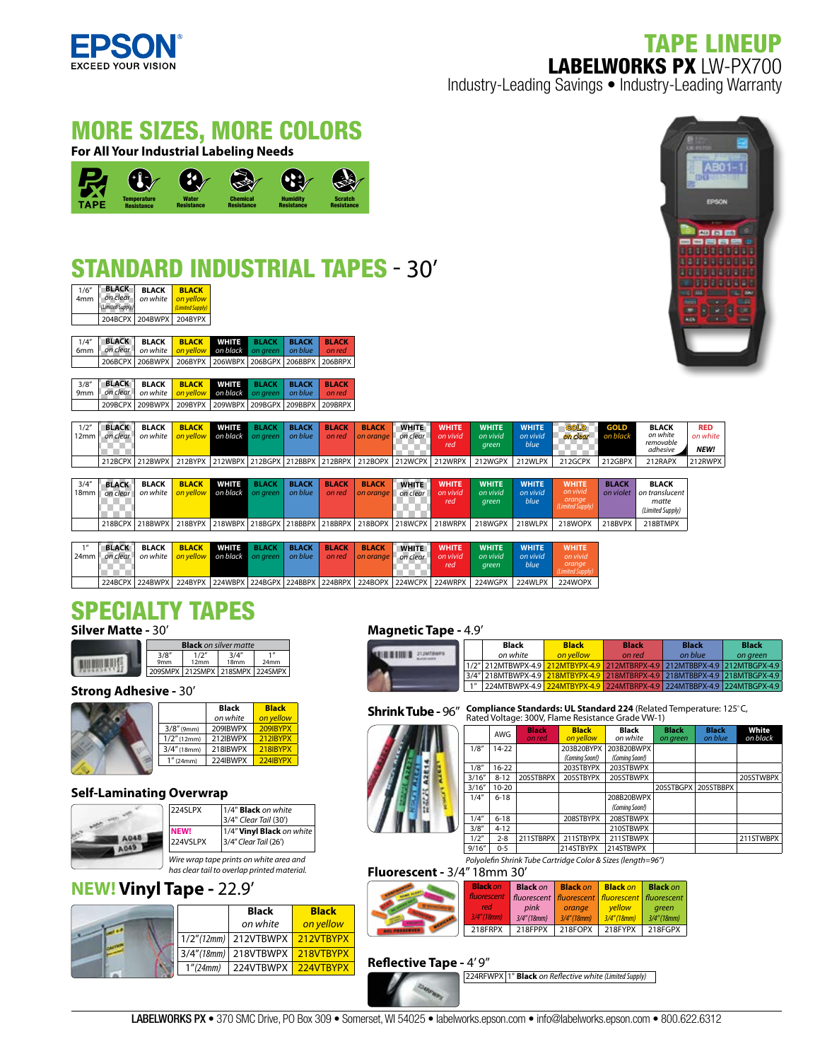# TAPE LINEUP

## LABELWORKS PX LW-PX700

Industry-Leading Savings • Industry-Leading Warranty

## MORE SIZES, MORE COLORS

**For All Your Industrial Labeling Needs**

PX TAPE — Temperature Resistance, Water Resistance, Chemical Resistance, Humidity Resistance, Scratch Resistance

## STANDARD INDUSTRIAL TAPES - 30′

| 1/6″ 4mm | BLACK on clear (Limited Supply) | BLACK on white | BLACK on yellow (Limited Supply) |
|---|---|---|---|
| | 204BCPX | 204BWPX | 204BYPX |

| 1/4″ 6mm | BLACK on clear | BLACK on white | BLACK on yellow | WHITE on black | BLACK on green | BLACK on blue | BLACK on red |
|---|---|---|---|---|---|---|---|
| | 206BCPX | 206BWPX | 206BYPX | 206WBPX | 206BGPX | 206BBPX | 206BRPX |

| 3/8″ 9mm | BLACK on clear | BLACK on white | BLACK on yellow | WHITE on black | BLACK on green | BLACK on blue | BLACK on red |
|---|---|---|---|---|---|---|---|
| | 209BCPX | 209BWPX | 209BYPX | 209WBPX | 209BGPX | 209BBPX | 209BRPX |

| 1/2″ 12mm | BLACK on clear | BLACK on white | BLACK on yellow | WHITE on black | BLACK on green | BLACK on blue | BLACK on red | BLACK on orange | WHITE on clear | WHITE on vivid red | WHITE on vivid green | WHITE on vivid blue | GOLD on clear | GOLD on black | BLACK on white removable adhesive | RED on white NEW! |
|---|---|---|---|---|---|---|---|---|---|---|---|---|---|---|---|---|
| | 212BCPX | 212BWPX | 212BYPX | 212WBPX | 212BGPX | 212BBPX | 212BRPX | 212BOPX | 212WCPX | 212WRPX | 212WGPX | 212WLPX | 212GCPX | 212GBPX | 212RAPX | 212RWPX |

| 3/4″ 18mm | BLACK on clear | BLACK on white | BLACK on yellow | WHITE on black | BLACK on green | BLACK on blue | BLACK on red | BLACK on orange | WHITE on clear | WHITE on vivid red | WHITE on vivid green | WHITE on vivid blue | WHITE on vivid orange (Limited Supply) | BLACK on violet | BLACK on translucent matte (Limited Supply) |
|---|---|---|---|---|---|---|---|---|---|---|---|---|---|---|---|
| | 218BCPX | 218BWPX | 218BYPX | 218WBPX | 218BGPX | 218BBPX | 218BRPX | 218BOPX | 218WCPX | 218WRPX | 218WGPX | 218WLPX | 218WOPX | 218BVPX | 218BTMPX |

| 1″ 24mm | BLACK on clear | BLACK on white | BLACK on yellow | WHITE on black | BLACK on green | BLACK on blue | BLACK on red | BLACK on orange | WHITE on clear | WHITE on vivid red | WHITE on vivid green | WHITE on vivid blue | WHITE on vivid orange (Limited Supply) |
|---|---|---|---|---|---|---|---|---|---|---|---|---|---|
| | 224BCPX | 224BWPX | 224BYPX | 224WBPX | 224BGPX | 224BBPX | 224BRPX | 224BOPX | 224WCPX | 224WRPX | 224WGPX | 224WLPX | 224WOPX |

## SPECIALTY TAPES

### Silver Matte - 30′

| Black on silver matte | | | |
|---|---|---|---|
| 3/8″ 9mm | 1/2″ 12mm | 3/4″ 18mm | 1″ 24mm |
| 209SMPX | 212SMPX | 218SMPX | 224SMPX |

### Strong Adhesive - 30′

| | Black on white | Black on yellow |
|---|---|---|
| 3/8″ (9mm) | 209IBWPX | 209IBYPX |
| 1/2″ (12mm) | 212IBWPX | 212IBYPX |
| 3/4″ (18mm) | 218IBWPX | 218IBYPX |
| 1″ (24mm) | 224IBWPX | 224IBYPX |

### Self-Laminating Overwrap

| | |
|---|---|
| 224SLPX | 1/4″ **Black** on white 3/4″ Clear Tail (30′) |
| NEW! 224VSLPX | 1/4″ **Vinyl Black** on white 3/4″ Clear Tail (26′) |

*Wire wrap tape prints on white area and has clear tail to overlap printed material.*

### NEW! Vinyl Tape - 22.9′

| | Black on white | Black on yellow |
|---|---|---|
| 1/2″ (12mm) | 212VTBWPX | 212VTBYPX |
| 3/4″ (18mm) | 218VTBWPX | 218VTBYPX |
| 1″ (24mm) | 224VTBWPX | 224VTBYPX |

### Magnetic Tape - 4.9′

| | Black on white | Black on yellow | Black on red | Black on blue | Black on green |
|---|---|---|---|---|---|
| 1/2″ | 212MTBWPX-4.9 | 212MTBYPX-4.9 | 212MTBRPX-4.9 | 212MTBBPX-4.9 | 212MTBGPX-4.9 |
| 3/4″ | 218MTBWPX-4.9 | 218MTBYPX-4.9 | 218MTBRPX-4.9 | 218MTBBPX-4.9 | 218MTBGPX-4.9 |
| 1″ | 224MTBWPX-4.9 | 224MTBYPX-4.9 | 224MTBRPX-4.9 | 224MTBBPX-4.9 | 224MTBGPX-4.9 |

### Shrink Tube - 96″

**Compliance Standards: UL Standard 224** (Related Temperature: 125°C, Rated Voltage: 300V, Flame Resistance Grade VW-1)

| | AWG | Black on red | Black on yellow | Black on white | Black on green | Black on blue | White on black |
|---|---|---|---|---|---|---|---|
| 1/8″ | 14-22 | | 203B20BYPX (Coming Soon!) | 203B20BWPX (Coming Soon!) | | | |
| 1/8″ | 16-22 | | 203STBYPX | 203STBWPX | | | |
| 3/16″ | 8-12 | 205STBRPX | 205STBYPX | 205STBWPX | | | 205STWBPX |
| 3/16″ | 10-20 | | | | 205STBGPX | 205STBBPX | |
| 1/4″ | 6-18 | | | 208B20BWPX (Coming Soon!) | | | |
| 1/4″ | 6-18 | | 208STBYPX | 208STBWPX | | | |
| 3/8″ | 4-12 | | | 210STBWPX | | | |
| 1/2″ | 2-8 | 211STBRPX | 211STBYPX | 211STBWPX | | | 211STWBPX |
| 9/16″ | 0-5 | | 214STBYPX | 214STBWPX | | | |

*Polyolefin Shrink Tube Cartridge Color & Sizes (length=96″)*

### Fluorescent - 3/4″ 18mm 30′

| Black on fluorescent red 3/4″ (18mm) | Black on fluorescent pink 3/4″ (18mm) | Black on fluorescent orange 3/4″ (18mm) | Black on fluorescent yellow 3/4″ (18mm) | Black on fluorescent green 3/4″ (18mm) |
|---|---|---|---|---|
| 218FRPX | 218FPPX | 218FOPX | 218FYPX | 218FGPX |

### Reflective Tape - 4′ 9″

| | |
|---|---|
| 224RFWPX | 1″ **Black** on Reflective white (Limited Supply) |

**LABELWORKS PX** • 370 SMC Drive, PO Box 309 • Somerset, WI 54025 • labelworks.epson.com • info@labelworks.epson.com • 800.622.6312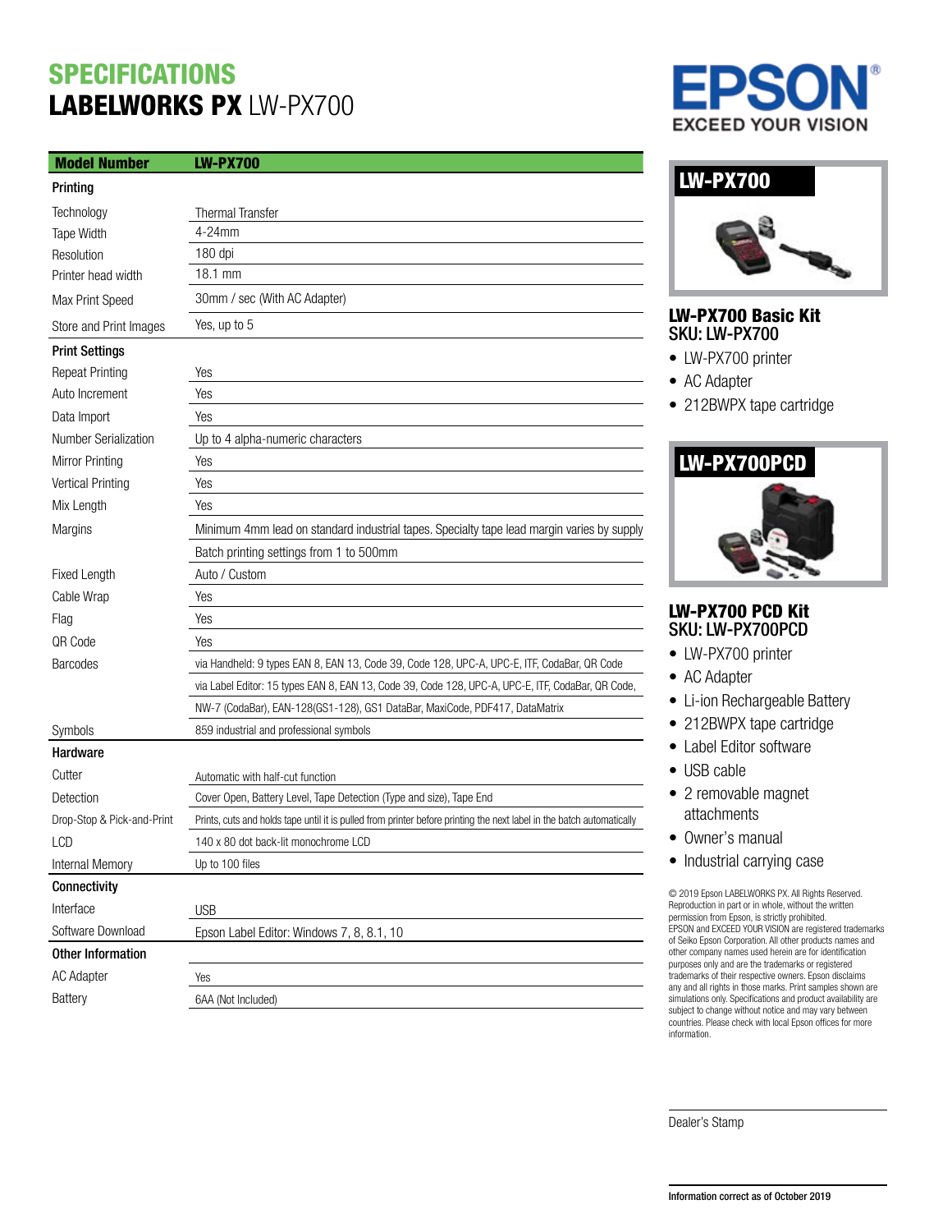# SPECIFICATIONS
## LABELWORKS PX LW-PX700

EPSON
EXCEED YOUR VISION

| Model Number | LW-PX700 |
|---|---|
| **Printing** | |
| Technology | Thermal Transfer |
| Tape Width | 4-24mm |
| Resolution | 180 dpi |
| Printer head width | 18.1 mm |
| Max Print Speed | 30mm / sec (With AC Adapter) |
| Store and Print Images | Yes, up to 5 |
| **Print Settings** | |
| Repeat Printing | Yes |
| Auto Increment | Yes |
| Data Import | Yes |
| Number Serialization | Up to 4 alpha-numeric characters |
| Mirror Printing | Yes |
| Vertical Printing | Yes |
| Mix Length | Yes |
| Margins | Minimum 4mm lead on standard industrial tapes. Specialty tape lead margin varies by supply |
| | Batch printing settings from 1 to 500mm |
| Fixed Length | Auto / Custom |
| Cable Wrap | Yes |
| Flag | Yes |
| QR Code | Yes |
| Barcodes | via Handheld: 9 types EAN 8, EAN 13, Code 39, Code 128, UPC-A, UPC-E, ITF, CodaBar, QR Code |
| | via Label Editor: 15 types EAN 8, EAN 13, Code 39, Code 128, UPC-A, UPC-E, ITF, CodaBar, QR Code, |
| | NW-7 (CodaBar), EAN-128(GS1-128), GS1 DataBar, MaxiCode, PDF417, DataMatrix |
| Symbols | 859 industrial and professional symbols |
| **Hardware** | |
| Cutter | Automatic with half-cut function |
| Detection | Cover Open, Battery Level, Tape Detection (Type and size), Tape End |
| Drop-Stop & Pick-and-Print | Prints, cuts and holds tape until it is pulled from printer before printing the next label in the batch automatically |
| LCD | 140 x 80 dot back-lit monochrome LCD |
| Internal Memory | Up to 100 files |
| **Connectivity** | |
| Interface | USB |
| Software Download | Epson Label Editor: Windows 7, 8, 8.1, 10 |
| **Other Information** | |
| AC Adapter | Yes |
| Battery | 6AA (Not Included) |

LW-PX700

### LW-PX700 Basic Kit
**SKU: LW-PX700**

- LW-PX700 printer
- AC Adapter
- 212BWPX tape cartridge

LW-PX700PCD

### LW-PX700 PCD Kit
**SKU: LW-PX700PCD**

- LW-PX700 printer
- AC Adapter
- Li-ion Rechargeable Battery
- 212BWPX tape cartridge
- Label Editor software
- USB cable
- 2 removable magnet attachments
- Owner's manual
- Industrial carrying case

© 2019 Epson LABELWORKS PX. All Rights Reserved. Reproduction in part or in whole, without the written permission from Epson, is strictly prohibited. EPSON and EXCEED YOUR VISION are registered trademarks of Seiko Epson Corporation. All other products names and other company names used herein are for identification purposes only and are the trademarks or registered trademarks of their respective owners. Epson disclaims any and all rights in those marks. Print samples shown are simulations only. Specifications and product availability are subject to change without notice and may vary between countries. Please check with local Epson offices for more information.

Dealer's Stamp

Information correct as of October 2019